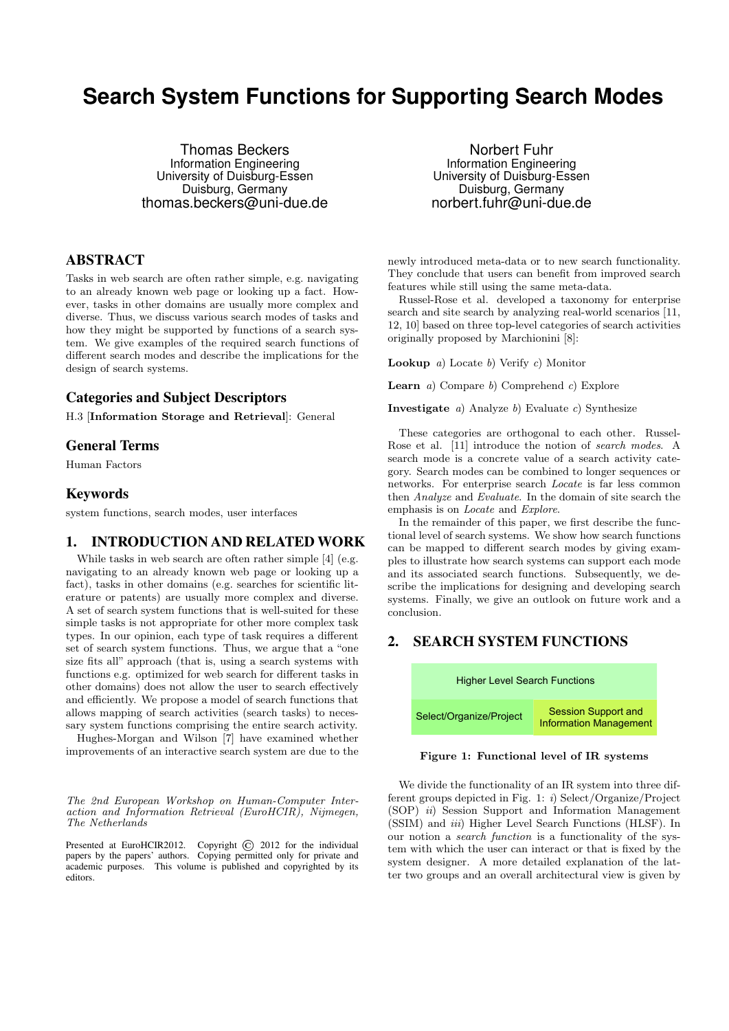# Search System Functions for Supporting Search Modes

Thomas Beckers
Information Engineering
University of Duisburg-Essen
Duisburg, Germany
thomas.beckers@uni-due.de

Norbert Fuhr
Information Engineering
University of Duisburg-Essen
Duisburg, Germany
norbert.fuhr@uni-due.de

## ABSTRACT

Tasks in web search are often rather simple, e.g. navigating to an already known web page or looking up a fact. However, tasks in other domains are usually more complex and diverse. Thus, we discuss various search modes of tasks and how they might be supported by functions of a search system. We give examples of the required search functions of different search modes and describe the implications for the design of search systems.

## Categories and Subject Descriptors

H.3 [**Information Storage and Retrieval**]: General

## General Terms

Human Factors

## Keywords

system functions, search modes, user interfaces

## 1. INTRODUCTION AND RELATED WORK

While tasks in web search are often rather simple [4] (e.g. navigating to an already known web page or looking up a fact), tasks in other domains (e.g. searches for scientific literature or patents) are usually more complex and diverse. A set of search system functions that is well-suited for these simple tasks is not appropriate for other more complex task types. In our opinion, each type of task requires a different set of search system functions. Thus, we argue that a "one size fits all" approach (that is, using a search systems with functions e.g. optimized for web search for different tasks in other domains) does not allow the user to search effectively and efficiently. We propose a model of search functions that allows mapping of search activities (search tasks) to necessary system functions comprising the entire search activity.

Hughes-Morgan and Wilson [7] have examined whether improvements of an interactive search system are due to the newly introduced meta-data or to new search functionality. They conclude that users can benefit from improved search features while still using the same meta-data.

Russel-Rose et al. developed a taxonomy for enterprise search and site search by analyzing real-world scenarios [11, 12, 10] based on three top-level categories of search activities originally proposed by Marchionini [8]:

**Lookup** *a)* Locate *b)* Verify *c)* Monitor

**Learn** *a)* Compare *b)* Comprehend *c)* Explore

**Investigate** *a)* Analyze *b)* Evaluate *c)* Synthesize

These categories are orthogonal to each other. Russel-Rose et al. [11] introduce the notion of *search modes*. A search mode is a concrete value of a search activity category. Search modes can be combined to longer sequences or networks. For enterprise search *Locate* is far less common then *Analyze* and *Evaluate*. In the domain of site search the emphasis is on *Locate* and *Explore*.

In the remainder of this paper, we first describe the functional level of search systems. We show how search functions can be mapped to different search modes by giving examples to illustrate how search systems can support each mode and its associated search functions. Subsequently, we describe the implications for designing and developing search systems. Finally, we give an outlook on future work and a conclusion.

## 2. SEARCH SYSTEM FUNCTIONS

| Higher Level Search Functions | |
|---|---|
| Select/Organize/Project | Session Support and Information Management |

**Figure 1: Functional level of IR systems**

We divide the functionality of an IR system into three different groups depicted in Fig. 1: *i)* Select/Organize/Project (SOP) *ii)* Session Support and Information Management (SSIM) and *iii)* Higher Level Search Functions (HLSF). In our notion a *search function* is a functionality of the system with which the user can interact or that is fixed by the system designer. A more detailed explanation of the latter two groups and an overall architectural view is given by

*The 2nd European Workshop on Human-Computer Interaction and Information Retrieval (EuroHCIR), Nijmegen, The Netherlands*

Presented at EuroHCIR2012. Copyright © 2012 for the individual papers by the papers' authors. Copying permitted only for private and academic purposes. This volume is published and copyrighted by its editors.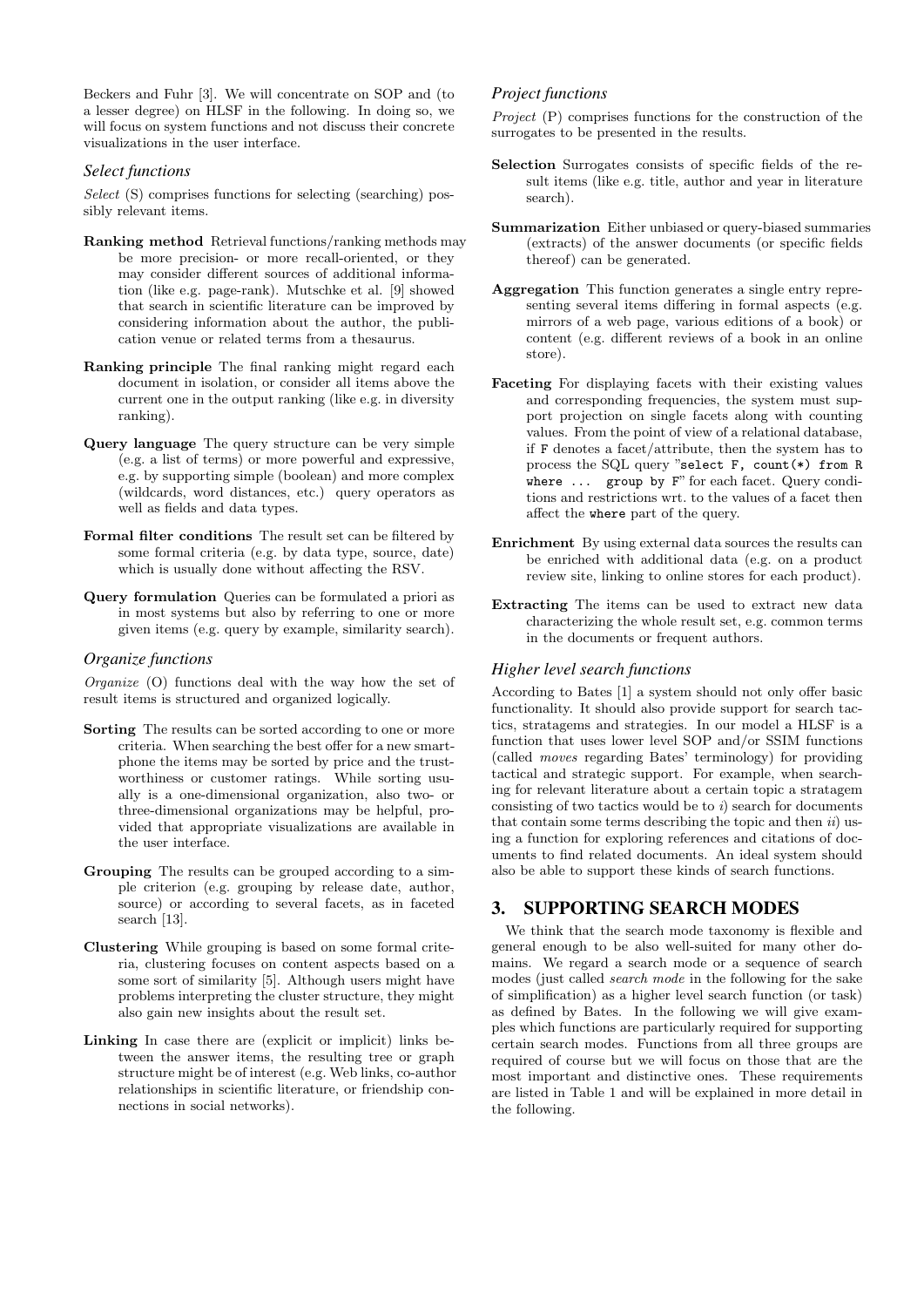Beckers and Fuhr [3]. We will concentrate on SOP and (to a lesser degree) on HLSF in the following. In doing so, we will focus on system functions and not discuss their concrete visualizations in the user interface.

### *Select functions*

*Select* (S) comprises functions for selecting (searching) possibly relevant items.

- **Ranking method** Retrieval functions/ranking methods may be more precision- or more recall-oriented, or they may consider different sources of additional information (like e.g. page-rank). Mutschke et al. [9] showed that search in scientific literature can be improved by considering information about the author, the publication venue or related terms from a thesaurus.
- **Ranking principle** The final ranking might regard each document in isolation, or consider all items above the current one in the output ranking (like e.g. in diversity ranking).
- **Query language** The query structure can be very simple (e.g. a list of terms) or more powerful and expressive, e.g. by supporting simple (boolean) and more complex (wildcards, word distances, etc.) query operators as well as fields and data types.
- **Formal filter conditions** The result set can be filtered by some formal criteria (e.g. by data type, source, date) which is usually done without affecting the RSV.
- **Query formulation** Queries can be formulated a priori as in most systems but also by referring to one or more given items (e.g. query by example, similarity search).

### *Organize functions*

*Organize* (O) functions deal with the way how the set of result items is structured and organized logically.

- **Sorting** The results can be sorted according to one or more criteria. When searching the best offer for a new smartphone the items may be sorted by price and the trustworthiness or customer ratings. While sorting usually is a one-dimensional organization, also two- or three-dimensional organizations may be helpful, provided that appropriate visualizations are available in the user interface.
- **Grouping** The results can be grouped according to a simple criterion (e.g. grouping by release date, author, source) or according to several facets, as in faceted search [13].
- **Clustering** While grouping is based on some formal criteria, clustering focuses on content aspects based on a some sort of similarity [5]. Although users might have problems interpreting the cluster structure, they might also gain new insights about the result set.
- **Linking** In case there are (explicit or implicit) links between the answer items, the resulting tree or graph structure might be of interest (e.g. Web links, co-author relationships in scientific literature, or friendship connections in social networks).

### *Project functions*

*Project* (P) comprises functions for the construction of the surrogates to be presented in the results.

- **Selection** Surrogates consists of specific fields of the result items (like e.g. title, author and year in literature search).
- **Summarization** Either unbiased or query-biased summaries (extracts) of the answer documents (or specific fields thereof) can be generated.
- **Aggregation** This function generates a single entry representing several items differing in formal aspects (e.g. mirrors of a web page, various editions of a book) or content (e.g. different reviews of a book in an online store).
- **Faceting** For displaying facets with their existing values and corresponding frequencies, the system must support projection on single facets along with counting values. From the point of view of a relational database, if `F` denotes a facet/attribute, then the system has to process the SQL query "`select F, count(*) from R where ... group by F`" for each facet. Query conditions and restrictions wrt. to the values of a facet then affect the `where` part of the query.
- **Enrichment** By using external data sources the results can be enriched with additional data (e.g. on a product review site, linking to online stores for each product).
- **Extracting** The items can be used to extract new data characterizing the whole result set, e.g. common terms in the documents or frequent authors.

### *Higher level search functions*

According to Bates [1] a system should not only offer basic functionality. It should also provide support for search tactics, stratagems and strategies. In our model a HLSF is a function that uses lower level SOP and/or SSIM functions (called *moves* regarding Bates' terminology) for providing tactical and strategic support. For example, when searching for relevant literature about a certain topic a stratagem consisting of two tactics would be to *i*) search for documents that contain some terms describing the topic and then *ii*) using a function for exploring references and citations of documents to find related documents. An ideal system should also be able to support these kinds of search functions.

## 3. SUPPORTING SEARCH MODES

We think that the search mode taxonomy is flexible and general enough to be also well-suited for many other domains. We regard a search mode or a sequence of search modes (just called *search mode* in the following for the sake of simplification) as a higher level search function (or task) as defined by Bates. In the following we will give examples which functions are particularly required for supporting certain search modes. Functions from all three groups are required of course but we will focus on those that are the most important and distinctive ones. These requirements are listed in Table 1 and will be explained in more detail in the following.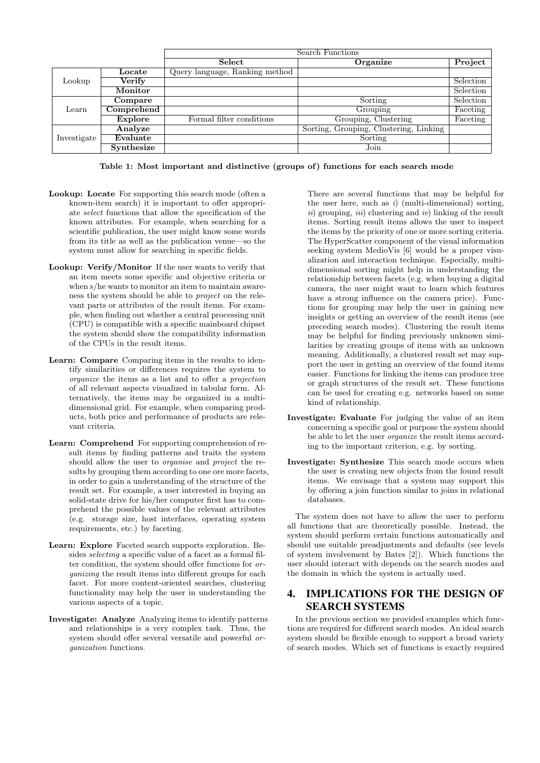| | | Search Functions | | |
|---|---|---|---|---|
| | | **Select** | **Organize** | **Project** |
| Lookup | **Locate** | Query language, Ranking method | | |
| | **Verify** | | | Selection |
| | **Monitor** | | | Selection |
| Learn | **Compare** | | Sorting | Selection |
| | **Comprehend** | | Grouping | Faceting |
| | **Explore** | Formal filter conditions | Grouping, Clustering | Faceting |
| Investigate | **Analyze** | | Sorting, Grouping, Clustering, Linking | |
| | **Evaluate** | | Sorting | |
| | **Synthesize** | | Join | |

**Table 1: Most important and distinctive (groups of) functions for each search mode**

**Lookup: Locate** For supporting this search mode (often a known-item search) it is important to offer appropriate *select* functions that allow the specification of the known attributes. For example, when searching for a scientific publication, the user might know some words from its title as well as the publication venue—so the system must allow for searching in specific fields.

**Lookup: Verify/Monitor** If the user wants to verify that an item meets some specific and objective criteria or when s/he wants to monitor an item to maintain awareness the system should be able to *project* on the relevant parts or attributes of the result items. For example, when finding out whether a central processing unit (CPU) is compatible with a specific mainboard chipset the system should show the compatibility information of the CPUs in the result items.

**Learn: Compare** Comparing items in the results to identify similarities or differences requires the system to *organize* the items as a list and to offer a *projection* of all relevant aspects visualized in tabular form. Alternatively, the items may be organized in a multi-dimensional grid. For example, when comparing products, both price and performance of products are relevant criteria.

**Learn: Comprehend** For supporting comprehension of result items by finding patterns and traits the system should allow the user to *organise* and *project* the results by grouping them according to one ore more facets, in order to gain a understanding of the structure of the result set. For example, a user interested in buying an solid-state drive for his/her computer first has to comprehend the possible values of the relevant attributes (e.g. storage size, host interfaces, operating system requirements, etc.) by faceting.

**Learn: Explore** Faceted search supports exploration. Besides *selecting* a specific value of a facet as a formal filter condition, the system should offer functions for *organizing* the result items into different groups for each facet. For more content-oriented searches, clustering functionality may help the user in understanding the various aspects of a topic.

**Investigate: Analyze** Analyzing items to identify patterns and relationships is a very complex task. Thus, the system should offer several versatile and powerful *organization* functions.

There are several functions that may be helpful for the user here, such as *i*) (multi-dimensional) sorting, *ii*) grouping, *iii*) clustering and *iv*) linking of the result items. Sorting result items allows the user to inspect the items by the priority of one or more sorting criteria. The HyperScatter component of the visual information seeking system MedioVis [6] would be a proper visualization and interaction technique. Especially, multi-dimensional sorting might help in understanding the relationship between facets (e.g. when buying a digital camera, the user might want to learn which features have a strong influence on the camera price). Functions for grouping may help the user in gaining new insights or getting an overview of the result items (see preceding search modes). Clustering the result items may be helpful for finding previously unknown similarities by creating groups of items with an unknown meaning. Additionally, a clustered result set may support the user in getting an overview of the found items easier. Functions for linking the items can produce tree or graph structures of the result set. These functions can be used for creating e.g. networks based on some kind of relationship.

**Investigate: Evaluate** For judging the value of an item concerning a specific goal or purpose the system should be able to let the user *organize* the result items according to the important criterion, e.g. by sorting.

**Investigate: Synthesize** This search mode occurs when the user is creating new objects from the found result items. We envisage that a system may support this by offering a join function similar to joins in relational databases.

The system does not have to allow the user to perform all functions that are theoretically possible. Instead, the system should perform certain functions automatically and should use suitable preadjustments and defaults (see levels of system involvement by Bates [2]). Which functions the user should interact with depends on the search modes and the domain in which the system is actually used.

# 4. IMPLICATIONS FOR THE DESIGN OF SEARCH SYSTEMS

In the previous section we provided examples which functions are required for different search modes. An ideal search system should be flexible enough to support a broad variety of search modes. Which set of functions is exactly required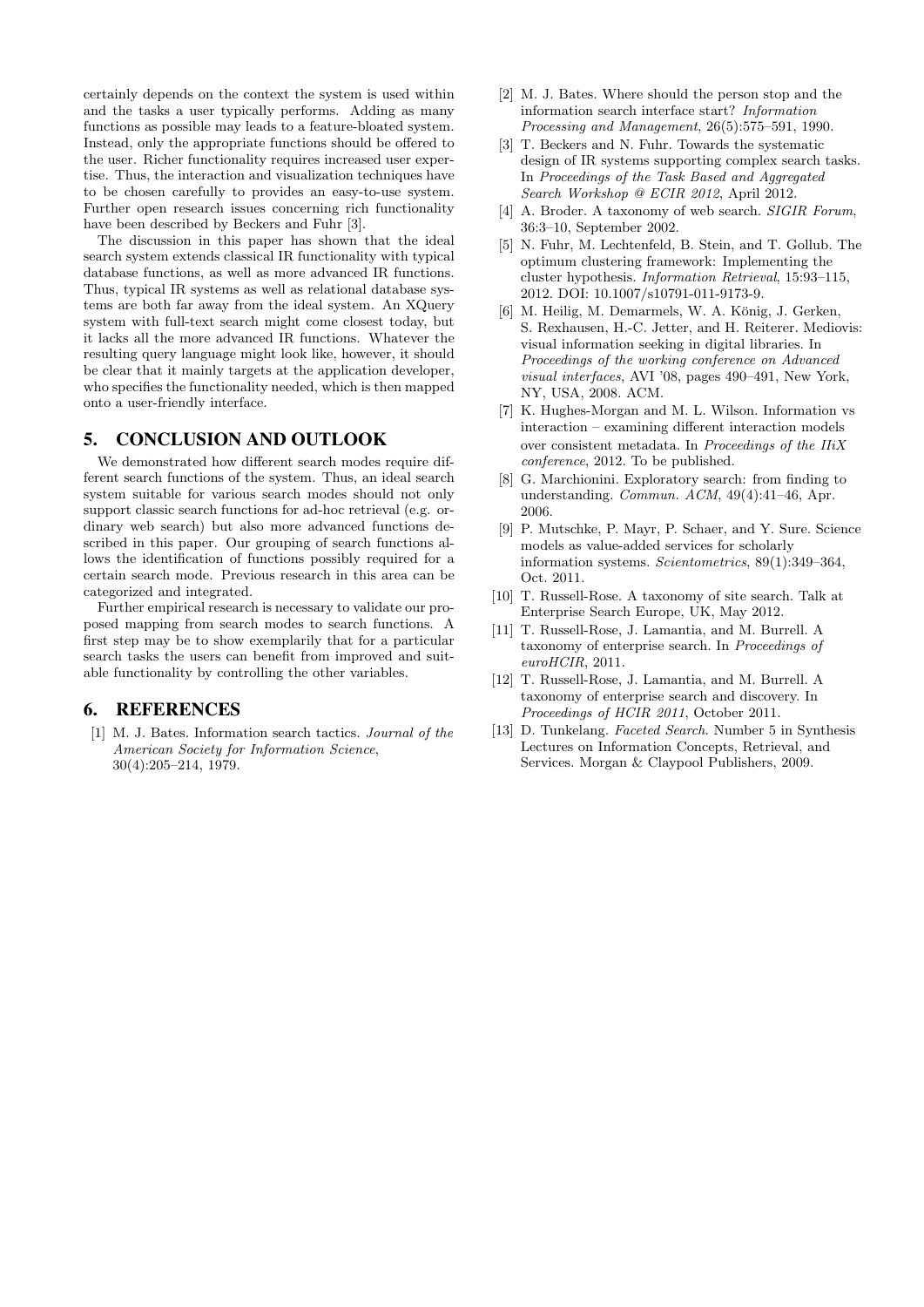certainly depends on the context the system is used within and the tasks a user typically performs. Adding as many functions as possible may leads to a feature-bloated system. Instead, only the appropriate functions should be offered to the user. Richer functionality requires increased user expertise. Thus, the interaction and visualization techniques have to be chosen carefully to provides an easy-to-use system. Further open research issues concerning rich functionality have been described by Beckers and Fuhr [3].

The discussion in this paper has shown that the ideal search system extends classical IR functionality with typical database functions, as well as more advanced IR functions. Thus, typical IR systems as well as relational database systems are both far away from the ideal system. An XQuery system with full-text search might come closest today, but it lacks all the more advanced IR functions. Whatever the resulting query language might look like, however, it should be clear that it mainly targets at the application developer, who specifies the functionality needed, which is then mapped onto a user-friendly interface.

## 5. CONCLUSION AND OUTLOOK

We demonstrated how different search modes require different search functions of the system. Thus, an ideal search system suitable for various search modes should not only support classic search functions for ad-hoc retrieval (e.g. ordinary web search) but also more advanced functions described in this paper. Our grouping of search functions allows the identification of functions possibly required for a certain search mode. Previous research in this area can be categorized and integrated.

Further empirical research is necessary to validate our proposed mapping from search modes to search functions. A first step may be to show exemplarily that for a particular search tasks the users can benefit from improved and suitable functionality by controlling the other variables.

## 6. REFERENCES

[1] M. J. Bates. Information search tactics. *Journal of the American Society for Information Science*, 30(4):205–214, 1979.

[2] M. J. Bates. Where should the person stop and the information search interface start? *Information Processing and Management*, 26(5):575–591, 1990.

[3] T. Beckers and N. Fuhr. Towards the systematic design of IR systems supporting complex search tasks. In *Proceedings of the Task Based and Aggregated Search Workshop @ ECIR 2012*, April 2012.

[4] A. Broder. A taxonomy of web search. *SIGIR Forum*, 36:3–10, September 2002.

[5] N. Fuhr, M. Lechtenfeld, B. Stein, and T. Gollub. The optimum clustering framework: Implementing the cluster hypothesis. *Information Retrieval*, 15:93–115, 2012. DOI: 10.1007/s10791-011-9173-9.

[6] M. Heilig, M. Demarmels, W. A. König, J. Gerken, S. Rexhausen, H.-C. Jetter, and H. Reiterer. Mediovis: visual information seeking in digital libraries. In *Proceedings of the working conference on Advanced visual interfaces*, AVI '08, pages 490–491, New York, NY, USA, 2008. ACM.

[7] K. Hughes-Morgan and M. L. Wilson. Information vs interaction – examining different interaction models over consistent metadata. In *Proceedings of the IIiX conference*, 2012. To be published.

[8] G. Marchionini. Exploratory search: from finding to understanding. *Commun. ACM*, 49(4):41–46, Apr. 2006.

[9] P. Mutschke, P. Mayr, P. Schaer, and Y. Sure. Science models as value-added services for scholarly information systems. *Scientometrics*, 89(1):349–364, Oct. 2011.

[10] T. Russell-Rose. A taxonomy of site search. Talk at Enterprise Search Europe, UK, May 2012.

[11] T. Russell-Rose, J. Lamantia, and M. Burrell. A taxonomy of enterprise search. In *Proceedings of euroHCIR*, 2011.

[12] T. Russell-Rose, J. Lamantia, and M. Burrell. A taxonomy of enterprise search and discovery. In *Proceedings of HCIR 2011*, October 2011.

[13] D. Tunkelang. *Faceted Search*. Number 5 in Synthesis Lectures on Information Concepts, Retrieval, and Services. Morgan & Claypool Publishers, 2009.